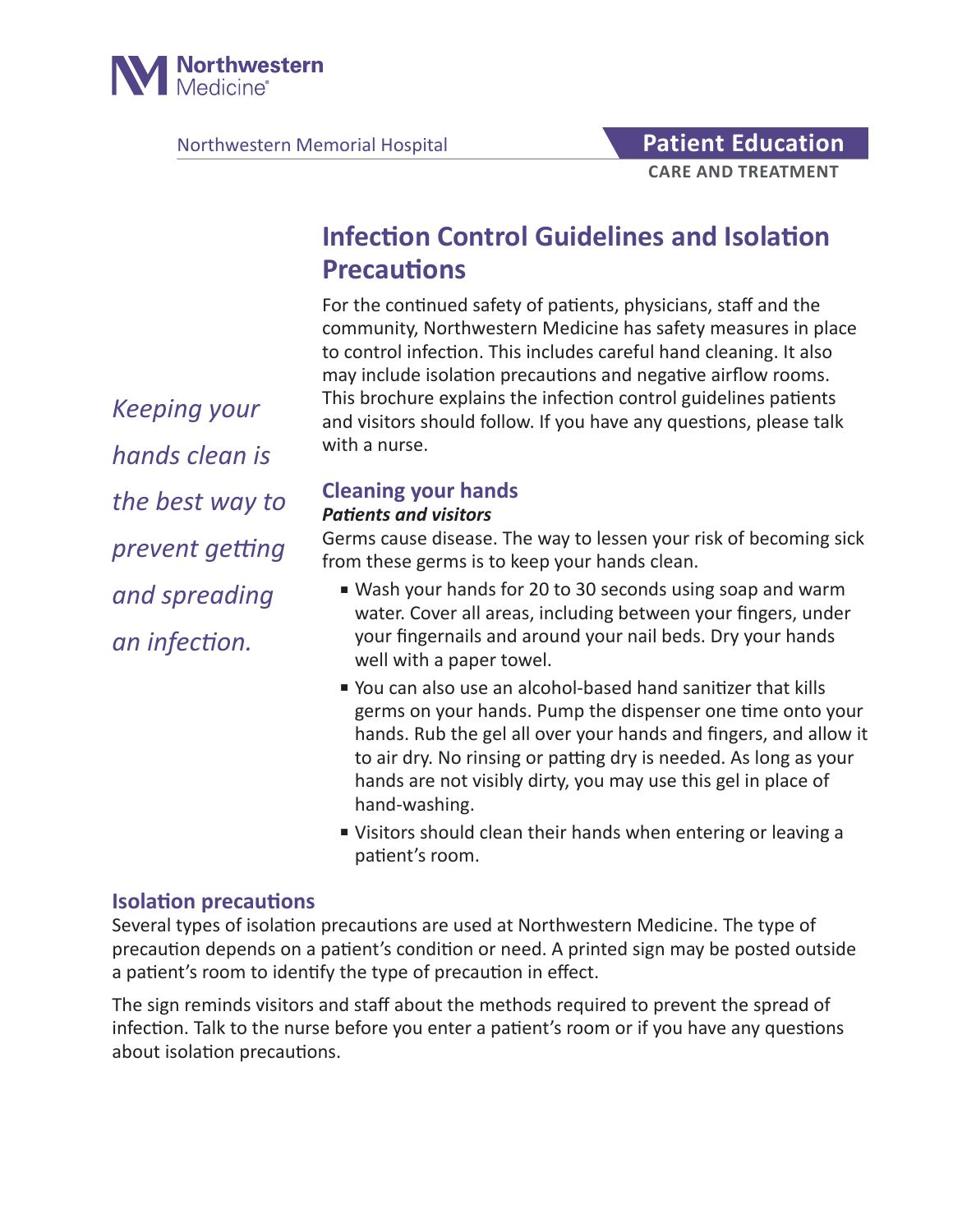Northwestern Medicine

Northwestern Memorial Hospital

**Patient Education**

**CARE AND TREATMENT**

# Infection Control Guidelines and Isolation Precautions

For the continued safety of patients, physicians, staff and the community, Northwestern Medicine has safety measures in place to control infection. This includes careful hand cleaning. It also may include isolation precautions and negative airflow rooms. This brochure explains the infection control guidelines patients and visitors should follow. If you have any questions, please talk with a nurse.

*Keeping your hands clean is the best way to prevent getting and spreading an infection.*

## Cleaning your hands

***Patients and visitors***

Germs cause disease. The way to lessen your risk of becoming sick from these germs is to keep your hands clean.

- Wash your hands for 20 to 30 seconds using soap and warm water. Cover all areas, including between your fingers, under your fingernails and around your nail beds. Dry your hands well with a paper towel.
- You can also use an alcohol-based hand sanitizer that kills germs on your hands. Pump the dispenser one time onto your hands. Rub the gel all over your hands and fingers, and allow it to air dry. No rinsing or patting dry is needed. As long as your hands are not visibly dirty, you may use this gel in place of hand-washing.
- Visitors should clean their hands when entering or leaving a patient's room.

## Isolation precautions

Several types of isolation precautions are used at Northwestern Medicine. The type of precaution depends on a patient's condition or need. A printed sign may be posted outside a patient's room to identify the type of precaution in effect.

The sign reminds visitors and staff about the methods required to prevent the spread of infection. Talk to the nurse before you enter a patient's room or if you have any questions about isolation precautions.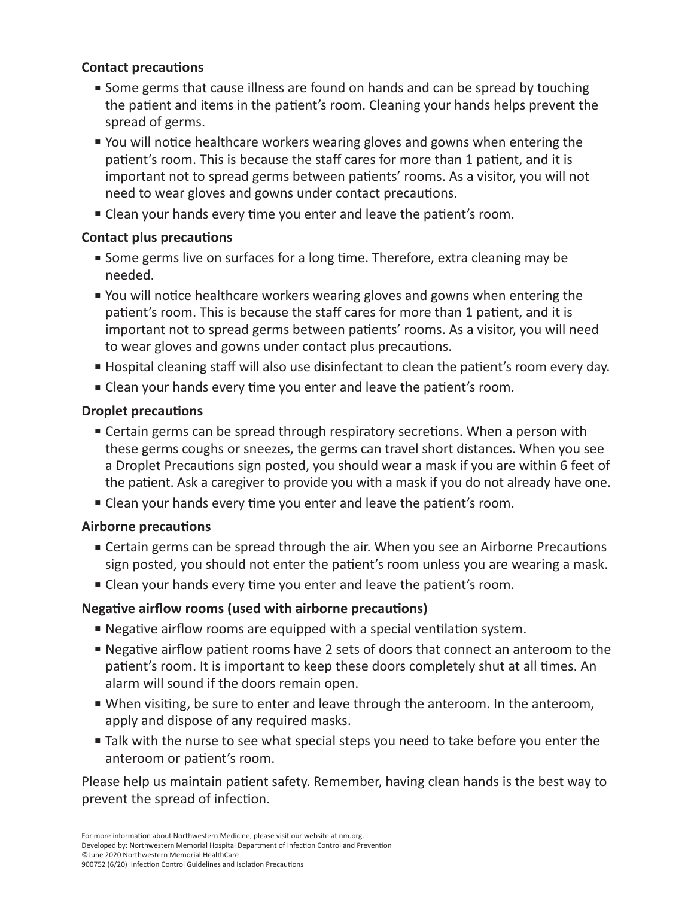**Contact precautions**

- Some germs that cause illness are found on hands and can be spread by touching the patient and items in the patient's room. Cleaning your hands helps prevent the spread of germs.
- You will notice healthcare workers wearing gloves and gowns when entering the patient's room. This is because the staff cares for more than 1 patient, and it is important not to spread germs between patients' rooms. As a visitor, you will not need to wear gloves and gowns under contact precautions.
- Clean your hands every time you enter and leave the patient's room.

**Contact plus precautions**

- Some germs live on surfaces for a long time. Therefore, extra cleaning may be needed.
- You will notice healthcare workers wearing gloves and gowns when entering the patient's room. This is because the staff cares for more than 1 patient, and it is important not to spread germs between patients' rooms. As a visitor, you will need to wear gloves and gowns under contact plus precautions.
- Hospital cleaning staff will also use disinfectant to clean the patient's room every day.
- Clean your hands every time you enter and leave the patient's room.

**Droplet precautions**

- Certain germs can be spread through respiratory secretions. When a person with these germs coughs or sneezes, the germs can travel short distances. When you see a Droplet Precautions sign posted, you should wear a mask if you are within 6 feet of the patient. Ask a caregiver to provide you with a mask if you do not already have one.
- Clean your hands every time you enter and leave the patient's room.

**Airborne precautions**

- Certain germs can be spread through the air. When you see an Airborne Precautions sign posted, you should not enter the patient's room unless you are wearing a mask.
- Clean your hands every time you enter and leave the patient's room.

**Negative airflow rooms (used with airborne precautions)**

- Negative airflow rooms are equipped with a special ventilation system.
- Negative airflow patient rooms have 2 sets of doors that connect an anteroom to the patient's room. It is important to keep these doors completely shut at all times. An alarm will sound if the doors remain open.
- When visiting, be sure to enter and leave through the anteroom. In the anteroom, apply and dispose of any required masks.
- Talk with the nurse to see what special steps you need to take before you enter the anteroom or patient's room.

Please help us maintain patient safety. Remember, having clean hands is the best way to prevent the spread of infection.

For more information about Northwestern Medicine, please visit our website at nm.org.
Developed by: Northwestern Memorial Hospital Department of Infection Control and Prevention
©June 2020 Northwestern Memorial HealthCare
900752 (6/20) Infection Control Guidelines and Isolation Precautions